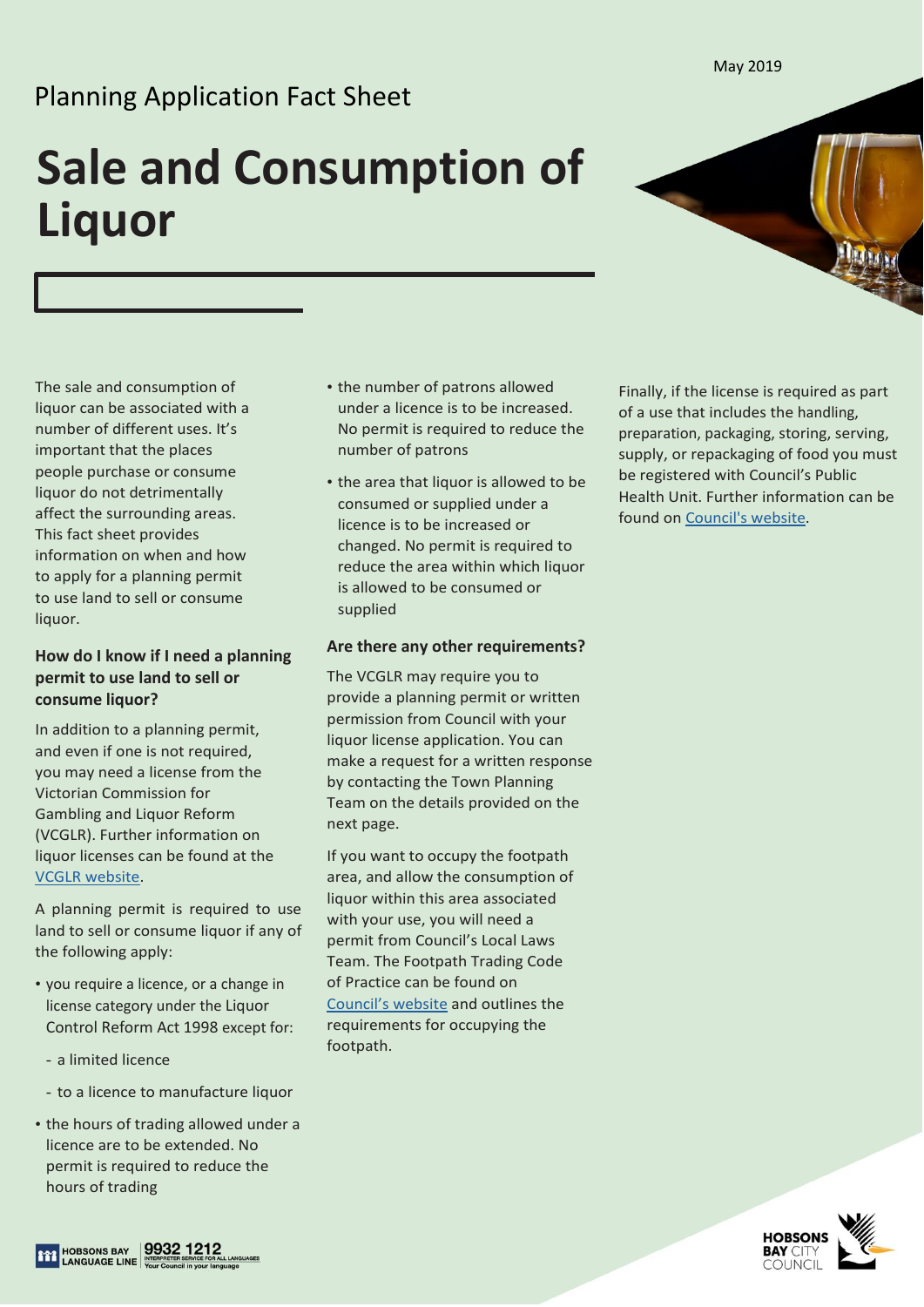May 2019

Planning Application Fact Sheet

# Sale and Consumption of Liquor

The sale and consumption of liquor can be associated with a number of different uses. It's important that the places people purchase or consume liquor do not detrimentally affect the surrounding areas. This fact sheet provides information on when and how to apply for a planning permit to use land to sell or consume liquor.

### How do I know if I need a planning permit to use land to sell or consume liquor?

In addition to a planning permit, and even if one is not required, you may need a license from the Victorian Commission for Gambling and Liquor Reform (VCGLR). Further information on liquor licenses can be found at the VCGLR website.

A planning permit is required to use land to sell or consume liquor if any of the following apply:

- you require a licence, or a change in license category under the Liquor Control Reform Act 1998 except for:
  - a limited licence
  - to a licence to manufacture liquor
- the hours of trading allowed under a licence are to be extended. No permit is required to reduce the hours of trading
- the number of patrons allowed under a licence is to be increased. No permit is required to reduce the number of patrons
- the area that liquor is allowed to be consumed or supplied under a licence is to be increased or changed. No permit is required to reduce the area within which liquor is allowed to be consumed or supplied

### Are there any other requirements?

The VCGLR may require you to provide a planning permit or written permission from Council with your liquor license application. You can make a request for a written response by contacting the Town Planning Team on the details provided on the next page.

If you want to occupy the footpath area, and allow the consumption of liquor within this area associated with your use, you will need a permit from Council's Local Laws Team. The Footpath Trading Code of Practice can be found on Council's website and outlines the requirements for occupying the footpath.

Finally, if the license is required as part of a use that includes the handling, preparation, packaging, storing, serving, supply, or repackaging of food you must be registered with Council's Public Health Unit. Further information can be found on Council's website.

HOBSONS BAY LANGUAGE LINE 9932 1212 INTERPRETER SERVICE FOR ALL LANGUAGES Your Council in your language

HOBSONS BAY CITY COUNCIL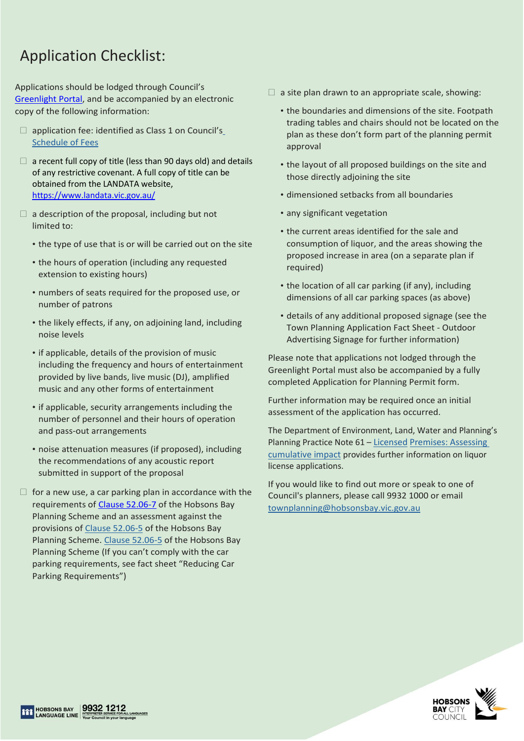# Application Checklist:

Applications should be lodged through Council's Greenlight Portal, and be accompanied by an electronic copy of the following information:

- ☐ application fee: identified as Class 1 on Council's Schedule of Fees
- ☐ a recent full copy of title (less than 90 days old) and details of any restrictive covenant. A full copy of title can be obtained from the LANDATA website, https://www.landata.vic.gov.au/
- ☐ a description of the proposal, including but not limited to:
  - the type of use that is or will be carried out on the site
  - the hours of operation (including any requested extension to existing hours)
  - numbers of seats required for the proposed use, or number of patrons
  - the likely effects, if any, on adjoining land, including noise levels
  - if applicable, details of the provision of music including the frequency and hours of entertainment provided by live bands, live music (DJ), amplified music and any other forms of entertainment
  - if applicable, security arrangements including the number of personnel and their hours of operation and pass-out arrangements
  - noise attenuation measures (if proposed), including the recommendations of any acoustic report submitted in support of the proposal
- ☐ for a new use, a car parking plan in accordance with the requirements of Clause 52.06-7 of the Hobsons Bay Planning Scheme and an assessment against the provisions of Clause 52.06-5 of the Hobsons Bay Planning Scheme. Clause 52.06-5 of the Hobsons Bay Planning Scheme (If you can't comply with the car parking requirements, see fact sheet "Reducing Car Parking Requirements")
- ☐ a site plan drawn to an appropriate scale, showing:
  - the boundaries and dimensions of the site. Footpath trading tables and chairs should not be located on the plan as these don't form part of the planning permit approval
  - the layout of all proposed buildings on the site and those directly adjoining the site
  - dimensioned setbacks from all boundaries
  - any significant vegetation
  - the current areas identified for the sale and consumption of liquor, and the areas showing the proposed increase in area (on a separate plan if required)
  - the location of all car parking (if any), including dimensions of all car parking spaces (as above)
  - details of any additional proposed signage (see the Town Planning Application Fact Sheet - Outdoor Advertising Signage for further information)

Please note that applications not lodged through the Greenlight Portal must also be accompanied by a fully completed Application for Planning Permit form.

Further information may be required once an initial assessment of the application has occurred.

The Department of Environment, Land, Water and Planning's Planning Practice Note 61 – Licensed Premises: Assessing cumulative impact provides further information on liquor license applications.

If you would like to find out more or speak to one of Council's planners, please call 9932 1000 or email townplanning@hobsonsbay.vic.gov.au

HOBSONS BAY LANGUAGE LINE 9932 1212 INTERPRETER SERVICE FOR ALL LANGUAGES Your Council in your language

HOBSONS BAY CITY COUNCIL